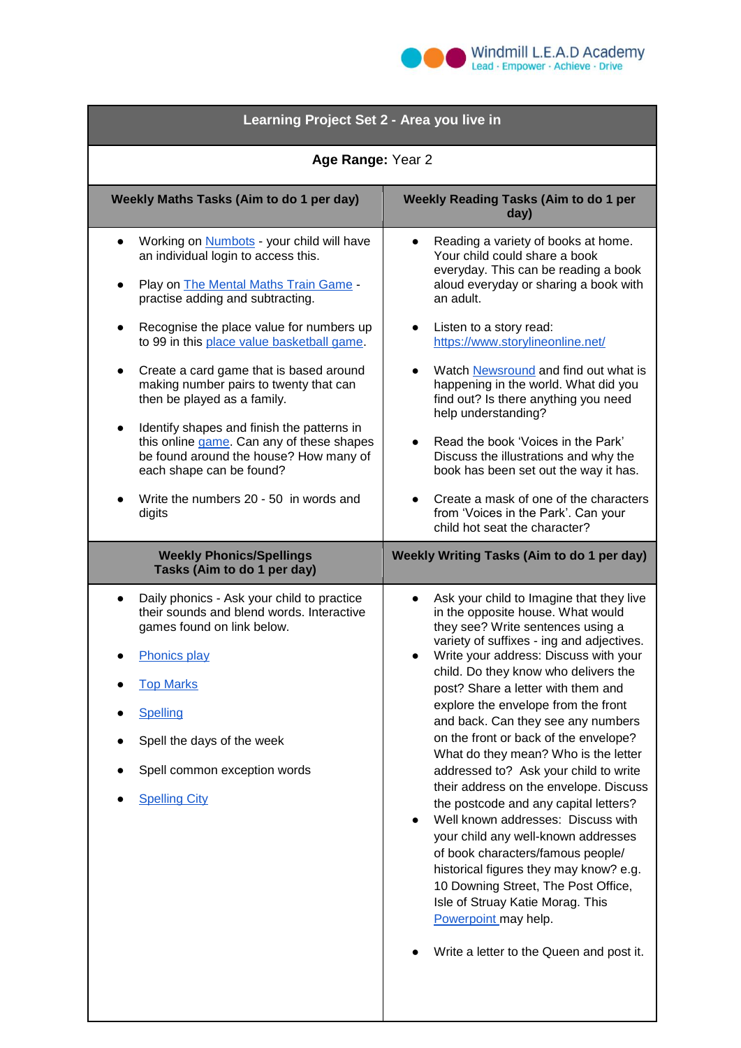Windmill L.E.A.D Academy
Lead · Empower · Achieve · Drive

# Learning Project Set 2 - Area you live in

**Age Range:** Year 2

## Weekly Maths Tasks (Aim to do 1 per day)

- Working on Numbots - your child will have an individual login to access this.
- Play on The Mental Maths Train Game - practise adding and subtracting.
- Recognise the place value for numbers up to 99 in this place value basketball game.
- Create a card game that is based around making number pairs to twenty that can then be played as a family.
- Identify shapes and finish the patterns in this online game. Can any of these shapes be found around the house? How many of each shape can be found?
- Write the numbers 20 - 50 in words and digits

## Weekly Reading Tasks (Aim to do 1 per day)

- Reading a variety of books at home. Your child could share a book everyday. This can be reading a book aloud everyday or sharing a book with an adult.
- Listen to a story read: https://www.storylineonline.net/
- Watch Newsround and find out what is happening in the world. What did you find out? Is there anything you need help understanding?
- Read the book 'Voices in the Park' Discuss the illustrations and why the book has been set out the way it has.
- Create a mask of one of the characters from 'Voices in the Park'. Can your child hot seat the character?

## Weekly Phonics/Spellings Tasks (Aim to do 1 per day)

- Daily phonics - Ask your child to practice their sounds and blend words. Interactive games found on link below.
- Phonics play
- Top Marks
- Spelling
- Spell the days of the week
- Spell common exception words
- Spelling City

## Weekly Writing Tasks (Aim to do 1 per day)

- Ask your child to Imagine that they live in the opposite house. What would they see? Write sentences using a variety of suffixes - ing and adjectives.
- Write your address: Discuss with your child. Do they know who delivers the post? Share a letter with them and explore the envelope from the front and back. Can they see any numbers on the front or back of the envelope? What do they mean? Who is the letter addressed to? Ask your child to write their address on the envelope. Discuss the postcode and any capital letters?
- Well known addresses: Discuss with your child any well-known addresses of book characters/famous people/ historical figures they may know? e.g. 10 Downing Street, The Post Office, Isle of Struay Katie Morag. This Powerpoint may help.
- Write a letter to the Queen and post it.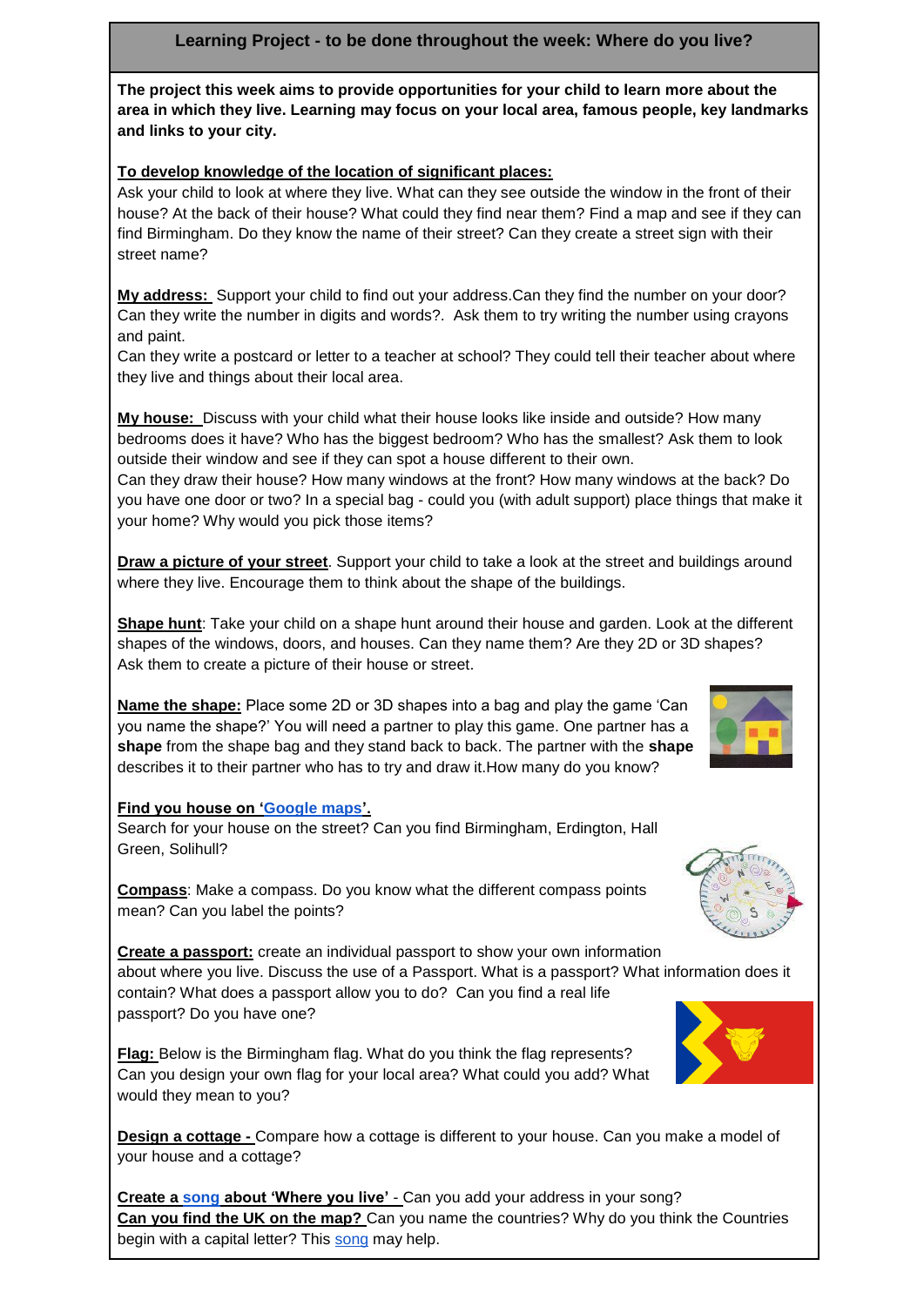## Learning Project - to be done throughout the week: Where do you live?

**The project this week aims to provide opportunities for your child to learn more about the area in which they live. Learning may focus on your local area, famous people, key landmarks and links to your city.**

**To develop knowledge of the location of significant places:**
Ask your child to look at where they live. What can they see outside the window in the front of their house? At the back of their house? What could they find near them? Find a map and see if they can find Birmingham. Do they know the name of their street? Can they create a street sign with their street name?

**My address:** Support your child to find out your address.Can they find the number on your door? Can they write the number in digits and words?. Ask them to try writing the number using crayons and paint.
Can they write a postcard or letter to a teacher at school? They could tell their teacher about where they live and things about their local area.

**My house:** Discuss with your child what their house looks like inside and outside? How many bedrooms does it have? Who has the biggest bedroom? Who has the smallest? Ask them to look outside their window and see if they can spot a house different to their own.
Can they draw their house? How many windows at the front? How many windows at the back? Do you have one door or two? In a special bag - could you (with adult support) place things that make it your home? Why would you pick those items?

**Draw a picture of your street**. Support your child to take a look at the street and buildings around where they live. Encourage them to think about the shape of the buildings.

**Shape hunt**: Take your child on a shape hunt around their house and garden. Look at the different shapes of the windows, doors, and houses. Can they name them? Are they 2D or 3D shapes? Ask them to create a picture of their house or street.

**Name the shape:** Place some 2D or 3D shapes into a bag and play the game 'Can you name the shape?' You will need a partner to play this game. One partner has a **shape** from the shape bag and they stand back to back. The partner with the **shape** describes it to their partner who has to try and draw it.How many do you know?

**Find you house on 'Google maps'.**
Search for your house on the street? Can you find Birmingham, Erdington, Hall Green, Solihull?

**Compass**: Make a compass. Do you know what the different compass points mean? Can you label the points?

**Create a passport:** create an individual passport to show your own information about where you live. Discuss the use of a Passport. What is a passport? What information does it contain? What does a passport allow you to do? Can you find a real life passport? Do you have one?

**Flag:** Below is the Birmingham flag. What do you think the flag represents? Can you design your own flag for your local area? What could you add? What would they mean to you?

**Design a cottage -** Compare how a cottage is different to your house. Can you make a model of your house and a cottage?

**Create a song about 'Where you live'** - Can you add your address in your song?
**Can you find the UK on the map?** Can you name the countries? Why do you think the Countries begin with a capital letter? This song may help.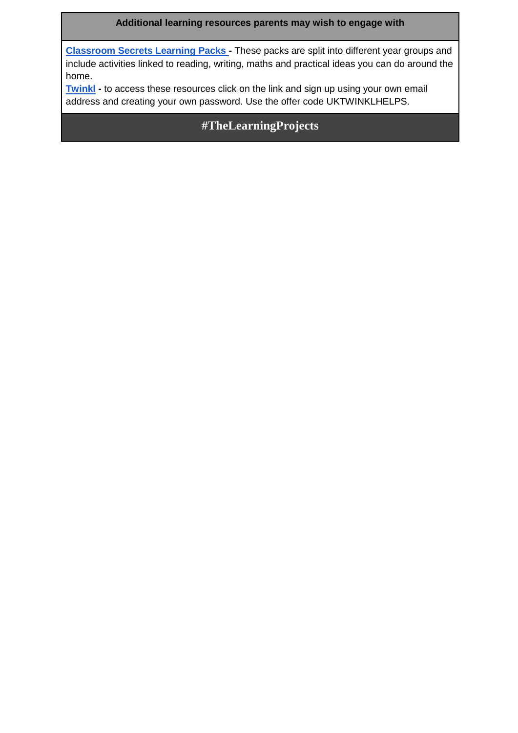**Additional learning resources parents may wish to engage with**

**Classroom Secrets Learning Packs -** These packs are split into different year groups and include activities linked to reading, writing, maths and practical ideas you can do around the home.

**Twinkl -** to access these resources click on the link and sign up using your own email address and creating your own password. Use the offer code UKTWINKLHELPS.

**#TheLearningProjects**